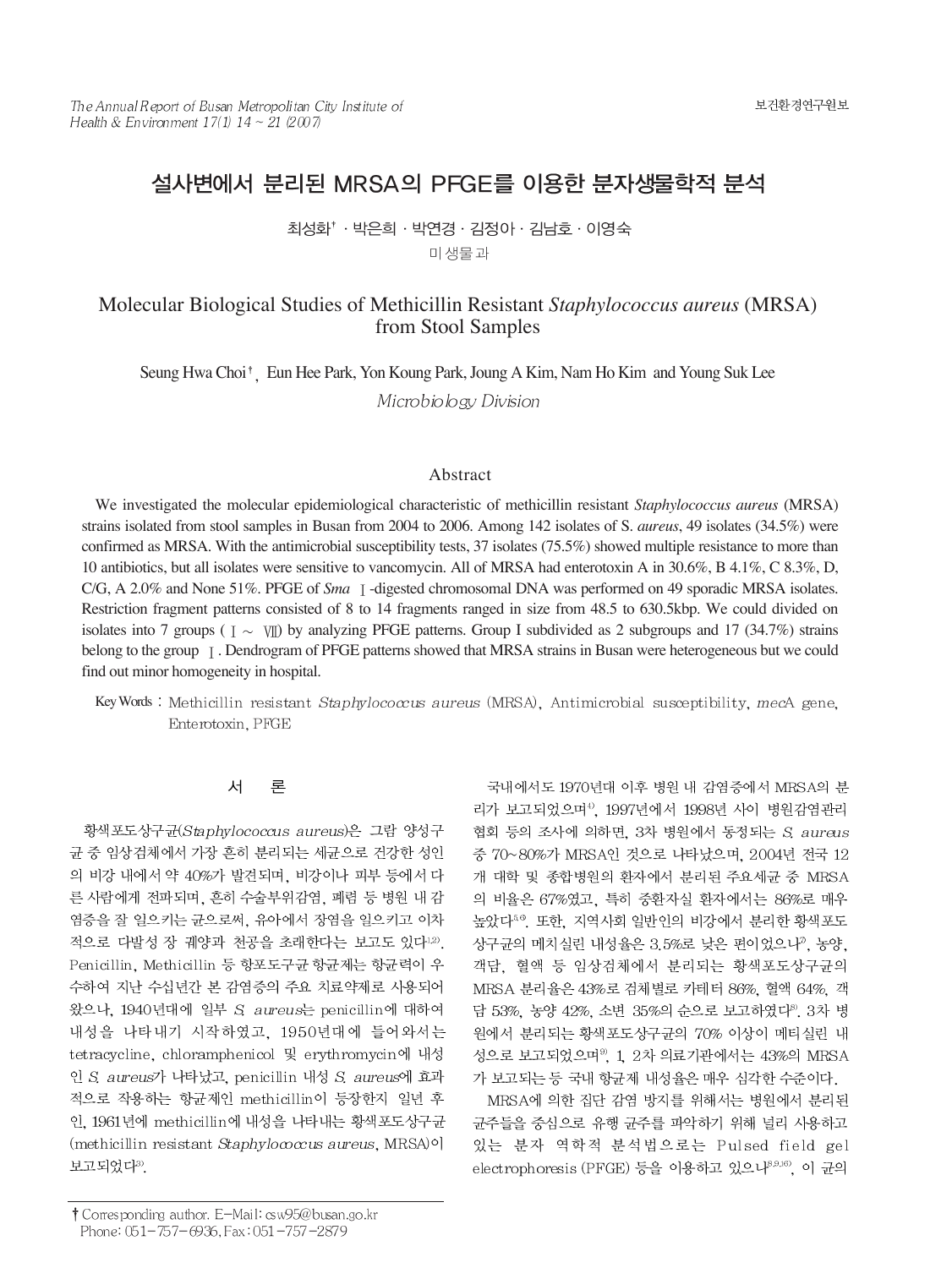# 설사변에서 분리된 MRSA의 PFGE를 이용한 분자생물학적 분석

최성화† · 박은희 · 박연경 · 김정아 · 김남호 · 이영숙

미생물과

# Molecular Biological Studies of Methicillin Resistant *Staphylococcus aureus* (MRSA) from Stool Samples

Seung Hwa Choi†, Eun Hee Park, Yon Koung Park, Joung A Kim, Nam Ho Kim and Young Suk Lee

*Microbiology Division*

## Abstract

We investigated the molecular epidemiological characteristic of methicillin resistant *Staphylococcus aureus* (MRSA) strains isolated from stool samples in Busan from 2004 to 2006. Among 142 isolates of S. *aureus*, 49 isolates (34.5%) were confirmed as MRSA. With the antimicrobial susceptibility tests, 37 isolates (75.5%) showed multiple resistance to more than 10 antibiotics, but all isolates were sensitive to vancomycin. All of MRSA had enterotoxin A in 30.6%, B 4.1%, C 8.3%, D, C/G, A 2.0% and None 51%. PFGE of *Sma* Ⅰ-digested chromosomal DNA was performed on 49 sporadic MRSA isolates. Restriction fragment patterns consisted of 8 to 14 fragments ranged in size from 48.5 to 630.5kbp. We could divided on isolates into 7 groups (Ⅰ ~ Ⅶ) by analyzing PFGE patterns. Group I subdivided as 2 subgroups and 17 (34.7%) strains belong to the group Ⅰ. Dendrogram of PFGE patterns showed that MRSA strains in Busan were heterogeneous but we could find out minor homogeneity in hospital.

Key Words : Methicillin resistant *Staphylococcus aureus* (MRSA), Antimicrobial susceptibility, *mec*A gene, Enterotoxin, PFGE

## 서 론

황색포도상구균(*Staphylococcus aureus*)은 그람 양성구균 중 임상검체에서 가장 흔히 분리되는 세균으로 건강한 성인의 비강 내에서 약 40%가 발견되며, 비강이나 피부 등에서 다른 사람에게 전파되며, 흔히 수술부위감염, 폐렴 등 병원 내 감염증을 잘 일으키는 균으로써, 유아에서 장염을 일으키고 이차적으로 다발성 장 궤양과 천공을 초래한다는 보고도 있다[1,2]. Penicillin, Methicillin 등 항포도구균 항균제는 항균력이 우수하여 지난 수십년간 본 감염증의 주요 치료약제로 사용되어 왔으나, 1940년대에 일부 *S. aureus*는 penicillin에 대하여 내성을 나타내기 시작하였고, 1950년대에 들어와서는 tetracycline, chloramphenicol 및 erythromycin에 내성인 *S. aureus*가 나타났고, penicillin 내성 *S. aureus*에 효과적으로 작용하는 항균제인 methicillin이 등장한지 일년 후인, 1961년에 methicillin에 내성을 나타내는 황색포도상구균(methicillin resistant *Staphylococcus aureus*, MRSA)이 보고되었다[3].

국내에서도 1970년대 이후 병원 내 감염증에서 MRSA의 분리가 보고되었으며[4], 1997년에서 1998년 사이 병원감염관리협회 등의 조사에 의하면, 3차 병원에서 동정되는 *S. aureus* 중 70~80%가 MRSA인 것으로 나타났으며, 2004년 전국 12개 대학 및 종합병원의 환자에서 분리된 주요세균 중 MRSA의 비율은 67%였고, 특히 중환자실 환자에서는 86%로 매우 높았다[5,6]. 또한, 지역사회 일반인의 비강에서 분리한 황색포도상구균의 메치실린 내성율은 3.5%로 낮은 편이었으나[7], 농양, 객담, 혈액 등 임상검체에서 분리되는 황색포도상구균의 MRSA 분리율은 43%로 검체별로 카테터 86%, 혈액 64%, 객담 53%, 농양 42%, 소변 35%의 순으로 보고하였다[8]. 3차 병원에서 분리되는 황색포도상구균의 70% 이상이 메티실린 내성으로 보고되었으며[9], 1, 2차 의료기관에서는 43%의 MRSA가 보고되는 등 국내 항균제 내성율은 매우 심각한 수준이다.

MRSA에 의한 집단 감염 방지를 위해서는 병원에서 분리된 균주들을 중심으로 유행 균주를 파악하기 위해 널리 사용하고 있는 분자 역학적 분석법으로는 Pulsed field gel electrophoresis (PFGE) 등을 이용하고 있으나[8,9,16], 이 균의

---

† Corresponding author. E-Mail: csw95@busan.go.kr
Phone: 051-757-6936, Fax: 051-757-2879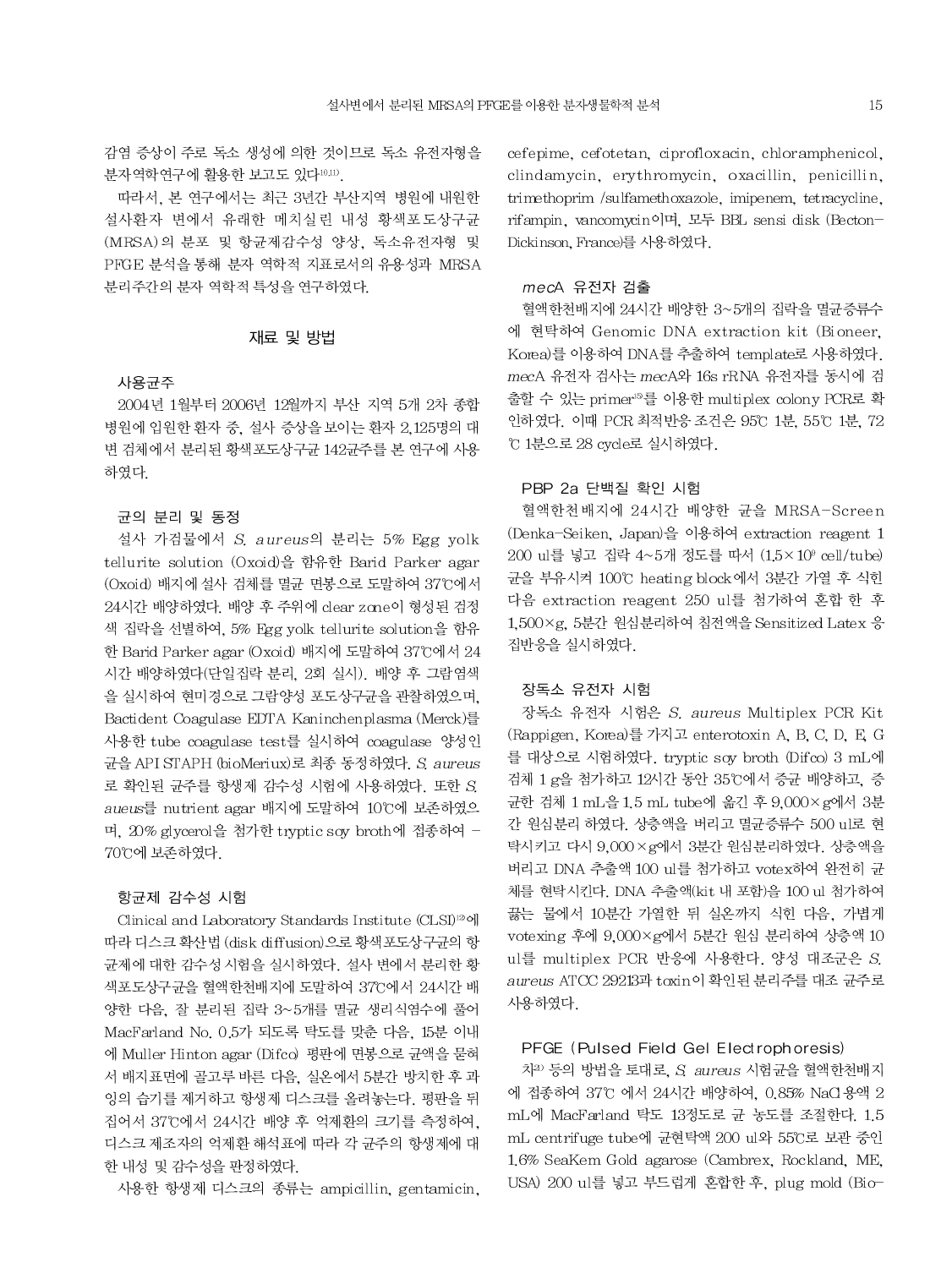감염 증상이 주로 독소 생성에 의한 것이므로 독소 유전자형을 분자역학연구에 활용한 보고도 있다[10,11].

따라서, 본 연구에서는 최근 3년간 부산지역 병원에 내원한 설사환자 변에서 유래한 메치실린 내성 황색포도상구균(MRSA)의 분포 및 항균제감수성 양상, 독소유전자형 및 PFGE 분석을 통해 분자 역학적 지표로서의 유용성과 MRSA 분리주간의 분자 역학적 특성을 연구하였다.

## 재료 및 방법

### 사용균주

2004년 1월부터 2006년 12월까지 부산 지역 5개 2차 종합병원에 입원한 환자 중, 설사 증상을 보이는 환자 2,125명의 대변 검체에서 분리된 황색포도상구균 142균주를 본 연구에 사용하였다.

### 균의 분리 및 동정

설사 가검물에서 *S. aureus*의 분리는 5% Egg yolk tellurite solution (Oxoid)을 함유한 Barid Parker agar (Oxoid) 배지에 설사 검체를 멸균 면봉으로 도말하여 37℃에서 24시간 배양하였다. 배양 후 주위에 clear zone이 형성된 검정색 집락을 선별하여, 5% Egg yolk tellurite solution을 함유한 Barid Parker agar (Oxoid) 배지에 도말하여 37℃에서 24시간 배양하였다(단일집락 분리, 2회 실시). 배양 후 그람염색을 실시하여 현미경으로 그람양성 포도상구균을 관찰하였으며, Bactident Coagulase EDTA Kaninchenplasma (Merck)를 사용한 tube coagulase test를 실시하여 coagulase 양성인 균을 API STAPH (bioMeriux)로 최종 동정하였다. *S. aureus*로 확인된 균주를 항생제 감수성 시험에 사용하였다. 또한 *S. aueus*를 nutrient agar 배지에 도말하여 10℃에 보존하였으며, 20% glycerol을 첨가한 tryptic soy broth에 접종하여 -70℃에 보존하였다.

### 항균제 감수성 시험

Clinical and Laboratory Standards Institute (CLSI)[12]에 따라 디스크 확산법(disk diffusion)으로 황색포도상구균의 항균제에 대한 감수성시험을 실시하였다. 설사 변에서 분리한 황색포도상구균을 혈액한천배지에 도말하여 37℃에서 24시간 배양한 다음, 잘 분리된 집락 3~5개를 멸균 생리식염수에 풀어 MacFarland No. 0.5가 되도록 탁도를 맞춘 다음, 15분 이내에 Muller Hinton agar (Difco) 평판에 면봉으로 균액을 묻혀서 배지표면에 골고루 바른 다음, 실온에서 5분간 방치한 후 과잉의 습기를 제거하고 항생제 디스크를 올려놓는다. 평판을 뒤집어서 37℃에서 24시간 배양 후 억제환의 크기를 측정하여, 디스크 제조자의 억제환 해석표에 따라 각 균주의 항생제에 대한 내성 및 감수성을 판정하였다.

사용한 항생제 디스크의 종류는 ampicillin, gentamicin, cefepime, cefotetan, ciprofloxacin, chloramphenicol, clindamycin, erythromycin, oxacillin, penicillin, trimethoprim /sulfamethoxazole, imipenem, tetracycline, rifampin, vancomycin이며, 모두 BBL sensi disk (Becton-Dickinson, France)를 사용하였다.

### *mecA* 유전자 검출

혈액한천배지에 24시간 배양한 3~5개의 집락을 멸균증류수에 현탁하여 Genomic DNA extraction kit (Bioneer, Korea)를 이용하여 DNA를 추출하여 template로 사용하였다. *mecA* 유전자 검사는 *mecA*와 16s rRNA 유전자를 동시에 검출할 수 있는 primer[15]를 이용한 multiplex colony PCR로 확인하였다. 이때 PCR 최적반응 조건은 95℃ 1분, 55℃ 1분, 72℃ 1분으로 28 cycle로 실시하였다.

### PBP 2a 단백질 확인 시험

혈액한천배지에 24시간 배양한 균을 MRSA-Screen (Denka-Seiken, Japan)을 이용하여 extraction reagent 1 200 ul를 넣고 집락 4~5개 정도를 따서 ($1.5\times10^9$ cell/tube) 균을 부유시켜 100℃ heating block에서 3분간 가열 후 식힌 다음 extraction reagent 250 ul를 첨가하여 혼합 한 후 1,500×g, 5분간 원심분리하여 침전액을 Sensitized Latex 응집반응을 실시하였다.

### 장독소 유전자 시험

장독소 유전자 시험은 *S. aureus* Multiplex PCR Kit (Rappigen, Korea)를 가지고 enterotoxin A, B, C, D, E, G를 대상으로 시험하였다. tryptic soy broth (Difco) 3 mL에 검체 1 g을 첨가하고 12시간 동안 35℃에서 증균 배양하고, 증균한 검체 1 mL을 1.5 mL tube에 옮긴 후 9,000×g에서 3분간 원심분리 하였다. 상층액을 버리고 멸균증류수 500 ul로 현탁시키고 다시 9,000×g에서 3분간 원심분리하였다. 상층액을 버리고 DNA 추출액 100 ul를 첨가하고 votex하여 완전히 균체를 현탁시킨다. DNA 추출액(kit 내 포함)을 100 ul 첨가하여 끓는 물에서 10분간 가열한 뒤 실온까지 식힌 다음, 가볍게 votexing 후에 9,000×g에서 5분간 원심 분리하여 상층액 10 ul를 multiplex PCR 반응에 사용한다. 양성 대조군은 *S. aureus* ATCC 29213과 toxin이 확인된 분리주를 대조 균주로 사용하였다.

### PFGE (Pulsed Field Gel Electrophoresis)

차[24] 등의 방법을 토대로, *S. aureus* 시험균을 혈액한천배지에 접종하여 37℃ 에서 24시간 배양하여, 0.85% NaCl 용액 2 mL에 MacFarland 탁도 13정도로 균 농도를 조절한다. 1.5 mL centrifuge tube에 균현탁액 200 ul와 55℃로 보관 중인 1.6% SeaKem Gold agarose (Cambrex, Rockland, ME, USA) 200 ul를 넣고 부드럽게 혼합한 후, plug mold (Bio-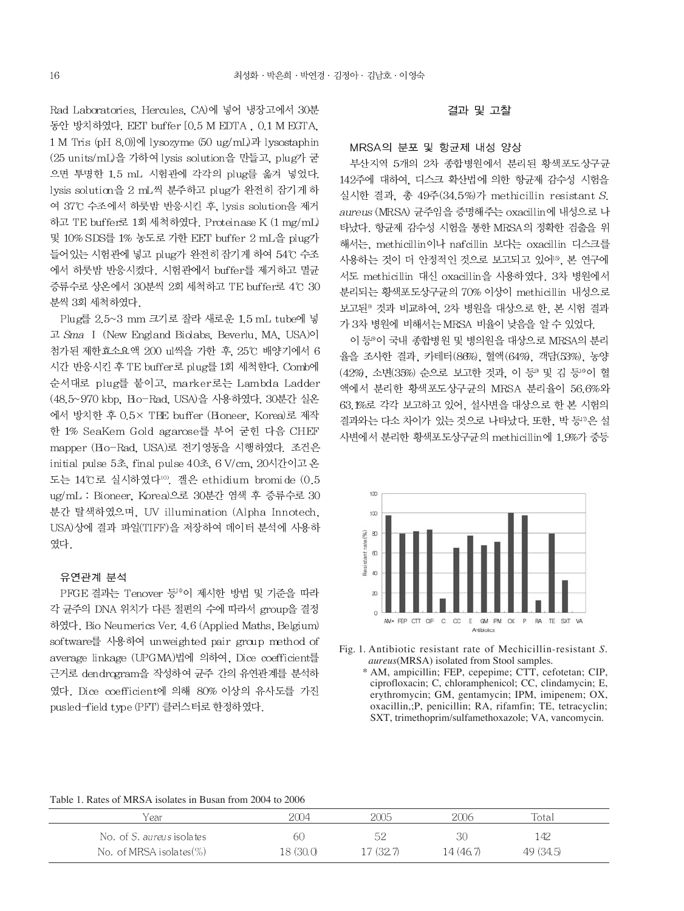Rad Laboratories, Hercules, CA)에 넣어 냉장고에서 30분 동안 방치하였다. EET buffer [0.5 M EDTA , 0.1 M EGTA, 1 M Tris (pH 8.0)]에 lysozyme (50 ug/mL)과 lysostaphin (25 units/mL)을 가하여 lysis solution을 만들고, plug가 굳으면 투명한 1.5 mL 시험관에 각각의 plug를 옮겨 넣었다. lysis solution을 2 mL씩 분주하고 plug가 완전히 잠기게 하여 37℃ 수조에서 하룻밤 반응시킨 후, lysis solution을 제거하고 TE buffer로 1회 세척하였다. Proteinase K (1 mg/mL) 및 10% SDS를 1% 농도로 가한 EET buffer 2 mL을 plug가 들어있는 시험관에 넣고 plug가 완전히 잠기게 하여 54℃ 수조에서 하룻밤 반응시켰다. 시험관에서 buffer를 제거하고 멸균 증류수로 상온에서 30분씩 2회 세척하고 TE buffer로 4℃ 30분씩 3회 세척하였다.

Plug를 2.5~3 mm 크기로 잘라 새로운 1.5 mL tube에 넣고 *Sma* I (New England Biolabs, Beverlu, MA, USA)이 첨가된 제한효소용액 200 ul씩을 가한 후, 25℃ 배양기에서 6시간 반응시킨 후 TE buffer로 plug를 1회 세척한다. Comb에 순서대로 plug를 붙이고, marker로는 Lambda Ladder (48.5~970 kbp, Bio-Rad, USA)을 사용하였다. 30분간 실온에서 방치한 후 0.5× TBE buffer (Bioneer, Korea)로 제작한 1% SeaKem Gold agarose를 부어 굳힌 다음 CHEF mapper (Bio-Rad, USA)로 전기영동을 시행하였다. 조건은 initial pulse 5초, final pulse 40초, 6 V/cm, 20시간이고 온도는 14℃로 실시하였다[10]. 겔은 ethidium bromide (0.5 ug/mL : Bioneer, Korea)으로 30분간 염색 후 증류수로 30분간 탈색하였으며, UV illumination (Alpha Innotech, USA)상에 결과 파일(TIFF)을 저장하여 데이터 분석에 사용하였다.

### 유연관계 분석

PFGE 결과는 Tenover 등[4]이 제시한 방법 및 기준을 따라 각 균주의 DNA 위치가 다른 절편의 수에 따라서 group을 결정하였다. Bio Neumerics Ver. 4.6 (Applied Maths, Belgium) software를 사용하여 unweighted pair group method of average linkage (UPGMA)법에 의하여, Dice coefficient를 근거로 dendrogram을 작성하여 균주 간의 유연관계를 분석하였다. Dice coefficient에 의해 80% 이상의 유사도를 가진 pusled-field type (PFT) 클러스터로 한정하였다.

## 결과 및 고찰

### MRSA의 분포 및 항균제 내성 양상

부산지역 5개의 2차 종합병원에서 분리된 황색포도상구균 142주에 대하여, 디스크 확산법에 의한 항균제 감수성 시험을 실시한 결과, 총 49주(34.5%)가 methicillin resistant *S. aureus* (MRSA) 균주임을 증명해주는 oxacillin에 내성으로 나타났다. 항균제 감수성 시험을 통한 MRSA의 정확한 검출을 위해서는, methicillin이나 nafcillin 보다는 oxacillin 디스크를 사용하는 것이 더 안정적인 것으로 보고되고 있어[15], 본 연구에서도 methicillin 대신 oxacillin을 사용하였다. 3차 병원에서 분리되는 황색포도상구균의 70% 이상이 methicillin 내성으로 보고된[9] 것과 비교하여, 2차 병원을 대상으로 한, 본 시험 결과가 3차 병원에 비해서는 MRSA 비율이 낮음을 알 수 있었다.

이 등[8]이 국내 종합병원 및 병의원을 대상으로 MRSA의 분리율을 조사한 결과, 카테터(86%), 혈액(64%), 객담(53%), 농양(42%), 소변(35%) 순으로 보고한 것과, 이 등[9] 및 김 등[16]이 혈액에서 분리한 황색포도상구균의 MRSA 분리율이 56.6%와 63.1%로 각각 보고하고 있어, 설사변을 대상으로 한 본 시험의 결과와는 다소 차이가 있는 것으로 나타났다. 또한, 박 등[17]은 설사변에서 분리한 황색포도상구균의 methicillin에 1.9%가 중등

Fig. 1. Antibiotic resistant rate of Mechicillin-resistant *S. aureus*(MRSA) isolated from Stool samples.
\* AM, ampicillin; FEP, cepepime; CTT, cefotetan; CIP, ciprofloxacin; C, chloramphenicol; CC, clindamycin; E, erythromycin; GM, gentamycin; IPM, imipenem; OX, oxacillin,;P, penicillin; RA, rifamfin; TE, tetracyclin; SXT, trimethoprim/sulfamethoxazole; VA, vancomycin.

Table 1. Rates of MRSA isolates in Busan from 2004 to 2006

| Year | 2004 | 2005 | 2006 | Total |
|---|---|---|---|---|
| No. of *S. aureus* isolates | 60 | 52 | 30 | 142 |
| No. of MRSA isolates(%) | 18 (30.0) | 17 (32.7) | 14 (46.7) | 49 (34.5) |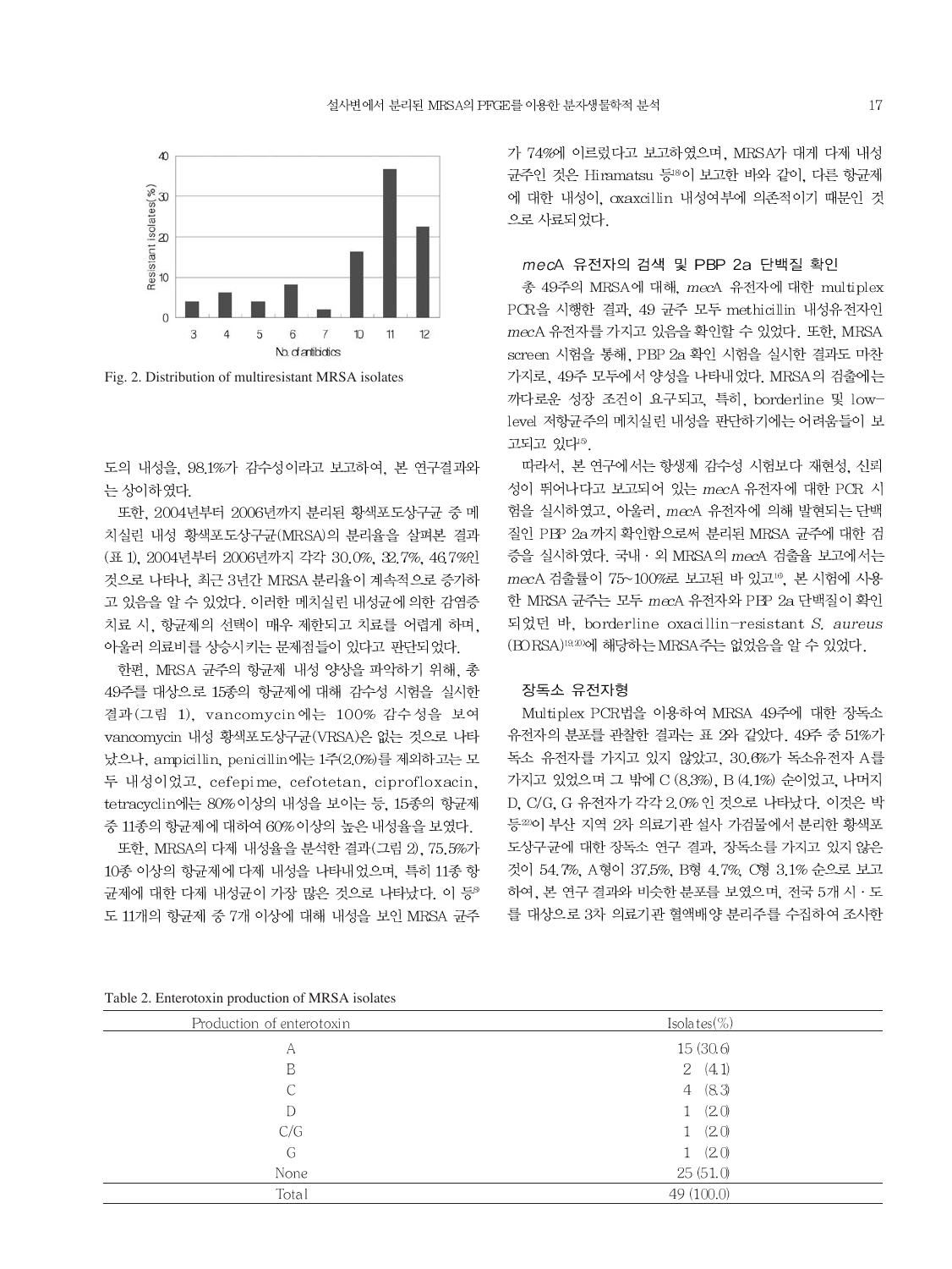Fig. 2. Distribution of multiresistant MRSA isolates

도의 내성을, 98.1%가 감수성이라고 보고하여, 본 연구결과와는 상이하였다.

또한, 2004년부터 2006년까지 분리된 황색포도상구균 중 메치실린 내성 황색포도상구균(MRSA)의 분리율을 살펴본 결과(표 1), 2004년부터 2006년까지 각각 30.0%, 32.7%, 46.7%인 것으로 나타나, 최근 3년간 MRSA 분리율이 계속적으로 증가하고 있음을 알 수 있었다. 이러한 메치실린 내성균에 의한 감염증 치료 시, 항균제의 선택이 매우 제한되고 치료를 어렵게 하며, 아울러 의료비를 상승시키는 문제점들이 있다고 판단되었다.

한편, MRSA 균주의 항균제 내성 양상을 파악하기 위해, 총 49주를 대상으로 15종의 항균제에 대해 감수성 시험을 실시한 결과(그림 1), vancomycin에는 100% 감수성을 보여 vancomycin 내성 황색포도상구균(VRSA)은 없는 것으로 나타났으나, ampicillin, penicillin에는 1주(2.0%)를 제외하고는 모두 내성이었고, cefepime, cefotetan, ciprofloxacin, tetracyclin에는 80% 이상의 내성을 보이는 등, 15종의 항균제 중 11종의 항균제에 대하여 60% 이상의 높은 내성율을 보였다.

또한, MRSA의 다제 내성율을 분석한 결과(그림 2), 75.5%가 10종 이상의 항균제에 다제 내성을 나타내었으며, 특히 11종 항균제에 대한 다제 내성균이 가장 많은 것으로 나타났다. 이 등[9]도 11개의 항균제 중 7개 이상에 대해 내성을 보인 MRSA 균주가 74%에 이르렀다고 보고하였으며, MRSA가 대게 다제 내성 균주인 것은 Hiramatsu 등[18]이 보고한 바와 같이, 다른 항균제에 대한 내성이, oxaxcillin 내성여부에 의존적이기 때문인 것으로 사료되었다.

### *mec*A 유전자의 검색 및 PBP 2a 단백질 확인

총 49주의 MRSA에 대해, *mec*A 유전자에 대한 multiplex PCR을 시행한 결과, 49 균주 모두 methicillin 내성유전자인 *mec*A 유전자를 가지고 있음을 확인할 수 있었다. 또한, MRSA screen 시험을 통해, PBP 2a 확인 시험을 실시한 결과도 마찬가지로, 49주 모두에서 양성을 나타내었다. MRSA의 검출에는 까다로운 성장 조건이 요구되고, 특히, borderline 및 low-level 저항균주의 메치실린 내성을 판단하기에는 어려움들이 보고되고 있다[15].

따라서, 본 연구에서는 항생제 감수성 시험보다 재현성, 신뢰성이 뛰어나다고 보고되어 있는 *mec*A 유전자에 대한 PCR 시험을 실시하였고, 아울러, *mec*A 유전자에 의해 발현되는 단백질인 PBP 2a까지 확인함으로써 분리된 MRSA 균주에 대한 검증을 실시하였다. 국내·외 MRSA의 *mec*A 검출율 보고에서는 *mec*A 검출률이 75~100%로 보고된 바 있고[16], 본 시험에 사용한 MRSA 균주는 모두 *mec*A 유전자와 PBP 2a 단백질이 확인되었던 바, borderline oxacillin-resistant *S. aureus* (BORSA)[19,20]에 해당하는 MRSA주는 없었음을 알 수 있었다.

### 장독소 유전자형

Multiplex PCR법을 이용하여 MRSA 49주에 대한 장독소 유전자의 분포를 관찰한 결과는 표 2와 같았다. 49주 중 51%가 독소 유전자를 가지고 있지 않았고, 30.6%가 독소유전자 A를 가지고 있었으며 그 밖에 C (8.3%), B (4.1%) 순이었고, 나머지 D, C/G, G 유전자가 각각 2.0%인 것으로 나타났다. 이것은 박 등[22]이 부산 지역 2차 의료기관 설사 가검물에서 분리한 황색포도상구균에 대한 장독소 연구 결과, 장독소를 가지고 있지 않은 것이 54.7%, A형이 37.5%, B형 4.7%, C형 3.1% 순으로 보고하여, 본 연구 결과와 비슷한 분포를 보였으며, 전국 5개 시·도를 대상으로 3차 의료기관 혈액배양 분리주를 수집하여 조사한

Table 2. Enterotoxin production of MRSA isolates

| Production of enterotoxin | Isolates(%) |
|---|---|
| A | 15 (30.6) |
| B | 2 (4.1) |
| C | 4 (8.3) |
| D | 1 (2.0) |
| C/G | 1 (2.0) |
| G | 1 (2.0) |
| None | 25 (51.0) |
| Total | 49 (100.0) |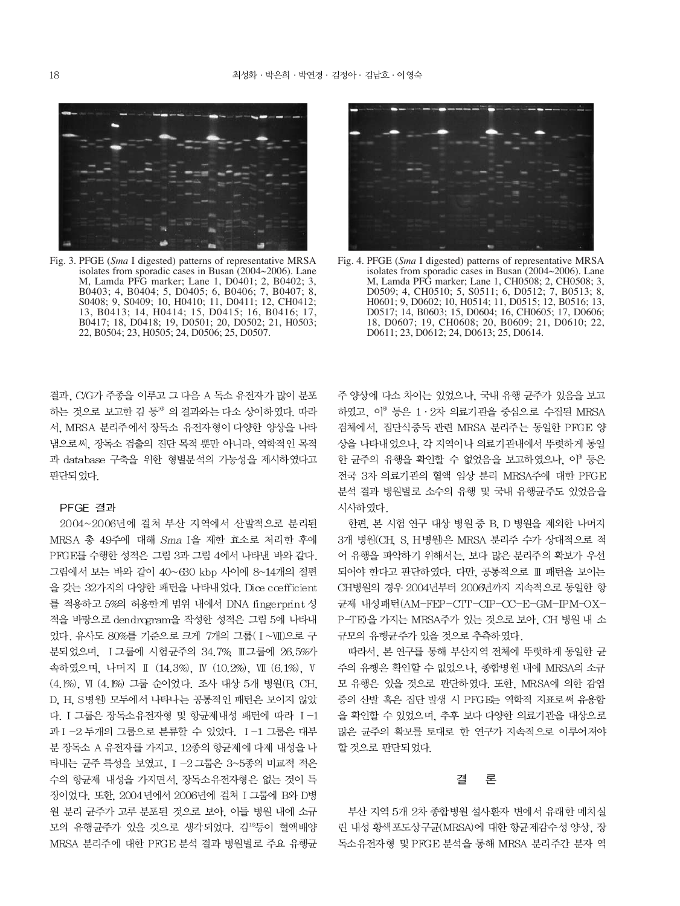Fig. 3. PFGE (*Sma* I digested) patterns of representative MRSA isolates from sporadic cases in Busan (2004~2006). Lane M, Lamda PFG marker; Lane 1, D0401; 2, B0402; 3, B0403; 4, B0404; 5, D0405; 6, B0406; 7, B0407; 8, S0408; 9, S0409; 10, H0410; 11, D0411; 12, CH0412; 13, B0413; 14, H0414; 15, D0415; 16, B0416; 17, B0417; 18, D0418; 19, D0501; 20, D0502; 21, H0503; 22, B0504; 23, H0505; 24, D0506; 25, D0507.

Fig. 4. PFGE (*Sma* I digested) patterns of representative MRSA isolates from sporadic cases in Busan (2004~2006). Lane M, Lamda PFG marker; Lane 1, CH0508; 2, CH0508; 3, D0509; 4, CH0510; 5, S0511; 6, D0512; 7, B0513; 8, H0601; 9, D0602; 10, H0514; 11, D0515; 12, B0516; 13, D0517; 14, B0603; 15, D0604; 16, CH0605; 17, D0606; 18, D0607; 19, CH0608; 20, B0609; 21, D0610; 22, D0611; 23, D0612; 24, D0613; 25, D0614.

결과, C/G가 주종을 이루고 그 다음 A 독소 유전자가 많이 분포하는 것으로 보고한 김 등[19] 의 결과와는 다소 상이하였다. 따라서, MRSA 분리주에서 장독소 유전자형이 다양한 양상을 나타냄으로써, 장독소 검출의 진단 목적 뿐만 아니라, 역학적인 목적과 database 구축을 위한 형별분석의 가능성을 제시하였다고 판단되었다.

### PFGE 결과

2004~2006년에 걸쳐 부산 지역에서 산발적으로 분리된 MRSA 총 49주에 대해 *Sma* I을 제한 효소로 처리한 후에 PFGE를 수행한 성적은 그림 3과 그림 4에서 나타낸 바와 같다. 그림에서 보는 바와 같이 40~630 kbp 사이에 8~14개의 절편을 갖는 32가지의 다양한 패턴을 나타내었다. Dice coefficient를 적용하고 5%의 허용한계 범위 내에서 DNA fingerprint 성적을 바탕으로 dendrogram을 작성한 성적은 그림 5에 나타내었다. 유사도 80%를 기준으로 크게 7개의 그룹( I ~Ⅶ)으로 구분되었으며, I 그룹에 시험균주의 34.7%, Ⅲ그룹에 26.5%가 속하였으며, 나머지 Ⅱ (14.3%), Ⅳ (10.2%), Ⅶ (6.1%), Ⅴ (4.1%), Ⅵ (4.1%) 그룹 순이었다. 조사 대상 5개 병원(B, CH, D, H, S병원) 모두에서 나타나는 공통적인 패턴은 보이지 않았다. I 그룹은 장독소유전자형 및 항균제내성 패턴에 따라 I -1과 I -2 두개의 그룹으로 분류할 수 있었다. I -1 그룹은 대부분 장독소 A 유전자를 가지고, 12종의 항균제에 다제 내성을 나타내는 균주 특성을 보였고, I -2 그룹은 3~5종의 비교적 적은 수의 항균제 내성을 가지면서, 장독소유전자형은 없는 것이 특징이었다. 또한, 2004년에서 2006년에 걸쳐 I 그룹에 B와 D병원 분리 균주가 고루 분포된 것으로 보아, 이들 병원 내에 소규모의 유행균주가 있을 것으로 생각되었다. 김[16]등이 혈액배양 MRSA 분리주에 대한 PFGE 분석 결과 병원별로 주요 유행균주 양상에 다소 차이는 있었으나, 국내 유행 균주가 있음을 보고하였고, 이[8] 등은 1 · 2차 의료기관을 중심으로 수집된 MRSA 검체에서, 집단식중독 관련 MRSA 분리주는 동일한 PFGE 양상을 나타내었으나, 각 지역이나 의료기관내에서 뚜렷하게 동일한 균주의 유행을 확인할 수 없었음을 보고하였으나, 이[9] 등은 전국 3차 의료기관의 혈액 임상 분리 MRSA주에 대한 PFGE 분석 결과 병원별로 소수의 유행 및 국내 유행균주도 있었음을 시사하였다.

한편, 본 시험 연구 대상 병원 중 B, D 병원을 제외한 나머지 3개 병원(CH, S, H병원)은 MRSA 분리주 수가 상대적으로 적어 유행을 파악하기 위해서는, 보다 많은 분리주의 확보가 우선되어야 한다고 판단하였다. 다만, 공통적으로 Ⅲ 패턴을 보이는 CH병원의 경우 2004년부터 2006년까지 지속적으로 동일한 항균제 내성패턴(AM-FEP-CTT-CIP-CC-E-GM-IPM-OX-P-TE)을 가지는 MRSA주가 있는 것으로 보아, CH 병원 내 소규모의 유행균주가 있을 것으로 추측하였다.

따라서, 본 연구를 통해 부산지역 전체에 뚜렷하게 동일한 균주의 유행은 확인할 수 없었으나, 종합병원 내에 MRSA의 소규모 유행은 있을 것으로 판단하였다. 또한, MRSA에 의한 감염증의 산발 혹은 집단 발생 시 PFGE는 역학적 지표로써 유용함을 확인할 수 있었으며, 추후 보다 다양한 의료기관을 대상으로 많은 균주의 확보를 토대로 한 연구가 지속적으로 이루어져야 할 것으로 판단되었다.

## 결 론

부산 지역 5개 2차 종합병원 설사환자 변에서 유래한 메치실린 내성 황색포도상구균(MRSA)에 대한 항균제감수성 양상, 장독소유전자형 및 PFGE 분석을 통해 MRSA 분리주간 분자 역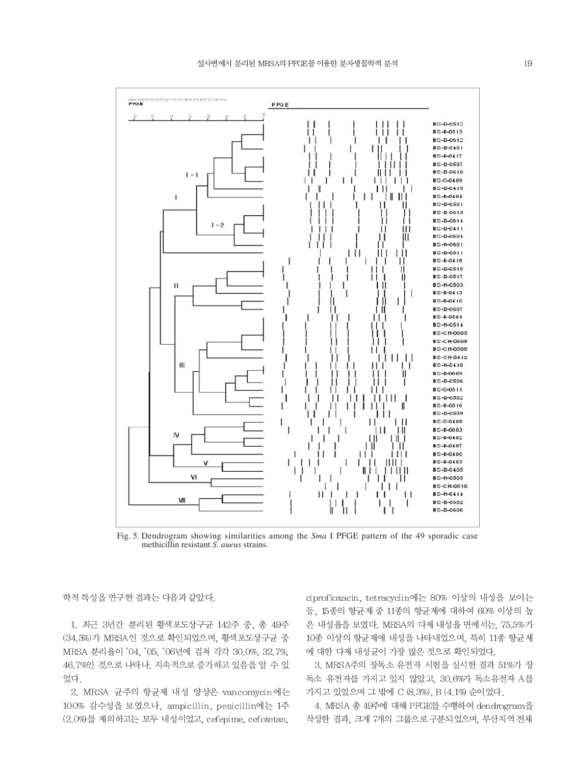Fig. 5. Dendrogram showing similarities among the *Sma* I PFGE pattern of the 49 sporadic case methicillin resistant *S. aueus* strains.

학적 특성을 연구한 결과는 다음과 같았다.

1. 최근 3년간 분리된 황색포도상구균 142주 중, 총 49주 (34.5%)가 MRSA인 것으로 확인되었으며, 황색포도상구균 중 MRSA 분리율이 '04, '05, '06년에 걸쳐 각각 30.0%, 32.7%, 46.7%인 것으로 나타나, 지속적으로 증가하고 있음을 알 수 있었다.

2. MRSA 균주의 항균제 내성 양상은 vancomycin에는 100% 감수성을 보였으나, ampicillin, penicillin에는 1주 (2.0%)를 제외하고는 모두 내성이었고, cefepime, cefotetan, ciprofloxacin, tetracyclin에는 80% 이상의 내성을 보이는 등, 15종의 항균제 중 11종의 항균제에 대하여 60% 이상의 높은 내성율을 보였다. MRSA의 다제 내성율 면에서는, 75.5%가 10종 이상의 항균제에 내성을 나타내었으며, 특히 11종 항균제에 대한 다제 내성균이 가장 많은 것으로 확인되었다.

3. MRSA주의 장독소 유전자 시험을 실시한 결과 51%가 장독소 유전자를 가지고 있지 않았고, 30.6%가 독소유전자 A를 가지고 있었으며 그 밖에 C (8.3%), B (4.1%) 순이었다.

4. MRSA 총 49주에 대해 PFGE를 수행하여 dendrogram을 작성한 결과, 크게 7개의 그룹으로 구분되었으며, 부산지역 전체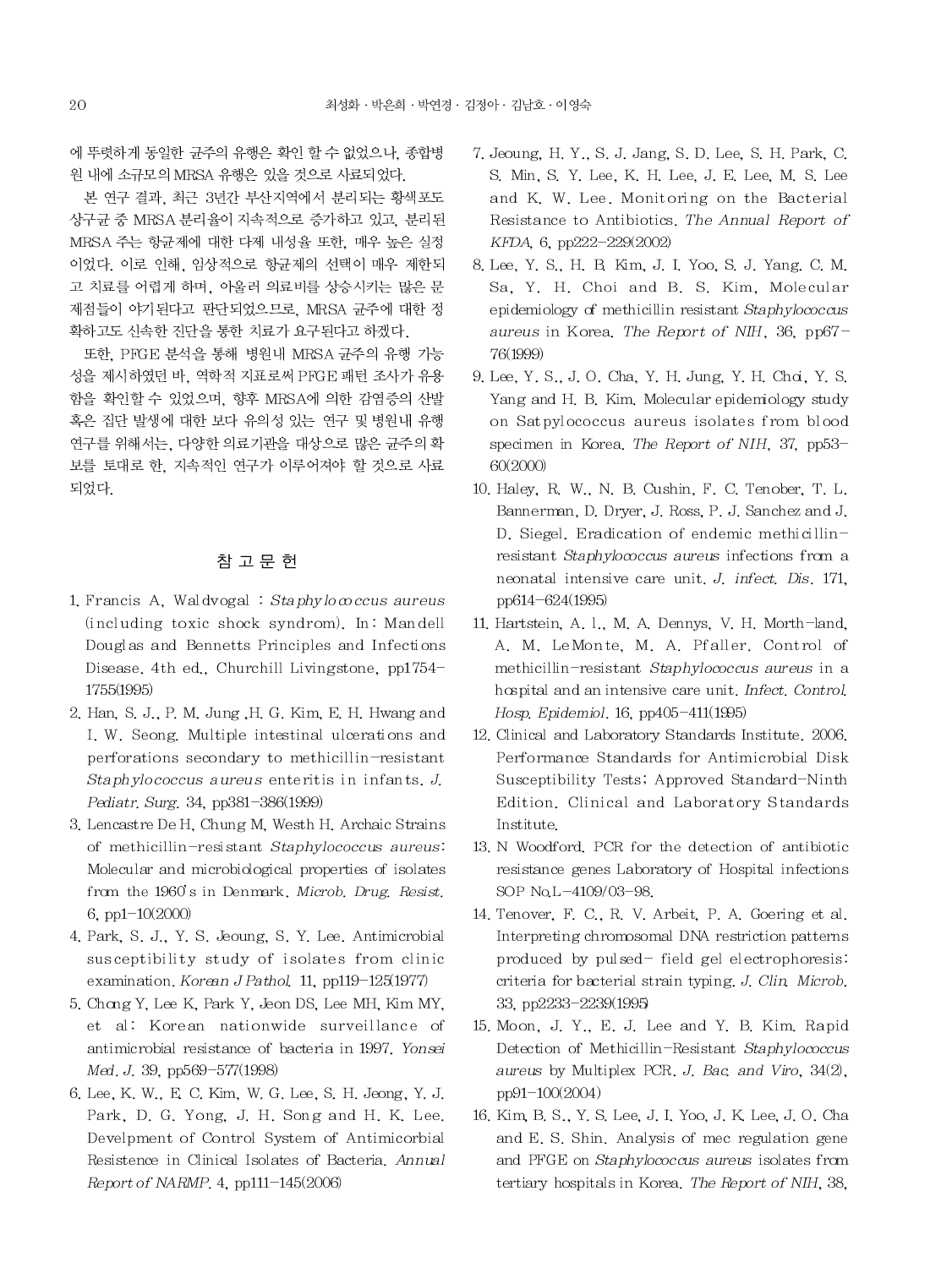에 뚜렷하게 동일한 균주의 유행은 확인 할 수 없었으나, 종합병원 내에 소규모의 MRSA 유행은 있을 것으로 사료되었다.

본 연구 결과, 최근 3년간 부산지역에서 분리되는 황색포도상구균 중 MRSA 분리율이 지속적으로 증가하고 있고, 분리된 MRSA 주는 항균제에 대한 다제 내성율 또한, 매우 높은 실정이었다. 이로 인해, 임상적으로 항균제의 선택이 매우 제한되고 치료를 어렵게 하며, 아울러 의료비를 상승시키는 많은 문제점들이 야기된다고 판단되었으므로, MRSA 균주에 대한 정확하고도 신속한 진단을 통한 치료가 요구된다고 하겠다.

또한, PFGE 분석을 통해 병원내 MRSA 균주의 유행 가능성을 제시하였던 바, 역학적 지표로써 PFGE 패턴 조사가 유용함을 확인할 수 있었으며, 향후 MRSA에 의한 감염증의 산발 혹은 집단 발생에 대한 보다 유의성 있는 연구 및 병원내 유행 연구를 위해서는, 다양한 의료기관을 대상으로 많은 균주의 확보를 토대로 한, 지속적인 연구가 이루어져야 할 것으로 사료되었다.

## 참 고 문 헌

1. Francis A, Waldvogal : *Staphylococcus aureus* (including toxic shock syndrom). In: Mandell Douglas and Bennetts Principles and Infections Disease. 4th ed., Churchill Livingstone, pp1754-1755(1995)
2. Han, S. J., P. M. Jung ,H. G. Kim, E. H. Hwang and I. W. Seong. Multiple intestinal ulcerations and perforations secondary to methicillin-resistant *Staphylococcus aureus* enteritis in infants. *J. Pediatr. Surg.* 34, pp381-386(1999)
3. Lencastre De H, Chung M, Westh H. Archaic Strains of methicillin-resistant *Staphylococcus aureus*: Molecular and microbiological properties of isolates from the 1960's in Denmark. *Microb. Drug. Resist.* 6, pp1-10(2000)
4. Park, S. J., Y. S. Jeoung, S. Y. Lee. Antimicrobial susceptibility study of isolates from clinic examination. *Korean J Pathol.* 11, pp119-125(1977)
5. Chong Y, Lee K, Park Y, Jeon DS, Lee MH, Kim MY, et al: Korean nationwide surveillance of antimicrobial resistance of bacteria in 1997. *Yonsei Med. J.* 39, pp569-577(1998)
6. Lee, K. W., E. C. Kim, W. G. Lee, S. H. Jeong, Y. J. Park, D. G. Yong, J. H. Song and H. K. Lee. Develpment of Control System of Antimicorbial Resistence in Clinical Isolates of Bacteria. *Annual Report of NARMP.* 4, pp111-145(2006)
7. Jeoung, H. Y., S. J. Jang, S. D. Lee, S. H. Park, C. S. Min, S. Y. Lee, K. H. Lee, J. E. Lee, M. S. Lee and K. W. Lee. Monitoring on the Bacterial Resistance to Antibiotics. *The Annual Report of KFDA*, 6, pp222-229(2002)
8. Lee, Y. S., H. B. Kim, J. I. Yoo, S. J. Yang. C. M. Sa, Y. H. Choi and B. S. Kim, Molecular epidemiology of methicillin resistant *Staphylococcus aureus* in Korea. *The Report of NIH*, 36, pp67-76(1999)
9. Lee, Y. S., J. O. Cha, Y. H. Jung, Y. H. Choi, Y. S. Yang and H. B. Kim. Molecular epidemiology study on Satpylococcus aureus isolates from blood specimen in Korea. *The Report of NIH*, 37, pp53-60(2000)
10. Haley, R. W., N. B. Cushin, F. C. Tenober, T. L. Bannerman, D. Dryer, J. Ross, P. J. Sanchez and J. D. Siegel. Eradication of endemic methicillin-resistant *Staphylococcus aureus* infections from a neonatal intensive care unit. *J. infect. Dis.* 171, pp614-624(1995)
11. Hartstein, A. I., M. A. Dennys, V. H. Morth-land, A. M. LeMonte, M. A. Pfaller. Control of methicillin-resistant *Staphylococcus aureus* in a hospital and an intensive care unit. *Infect. Control. Hosp. Epidemiol.* 16, pp405-411(1995)
12. Clinical and Laboratory Standards Institute. 2006. Performance Standards for Antimicrobial Disk Susceptibility Tests; Approved Standard-Ninth Edition. Clinical and Laboratory Standards Institute.
13. N Woodford. PCR for the detection of antibiotic resistance genes Laboratory of Hospital infections SOP No.L-4109/03-98.
14. Tenover, F. C., R. V. Arbeit, P. A. Goering et al. Interpreting chromosomal DNA restriction patterns produced by pulsed- field gel electrophoresis: criteria for bacterial strain typing. *J. Clin. Microb.* 33, pp2233-2239(1995)
15. Moon, J. Y., E. J. Lee and Y. B. Kim. Rapid Detection of Methicillin-Resistant *Staphylococcus aureus* by Multiplex PCR. *J. Bac. and Viro*, 34(2), pp91-100(2004)
16. Kim, B. S., Y. S. Lee, J. I. Yoo, J. K. Lee, J. O. Cha and E. S. Shin. Analysis of mec regulation gene and PFGE on *Staphylococcus aureus* isolates from tertiary hospitals in Korea. *The Report of NIH*, 38,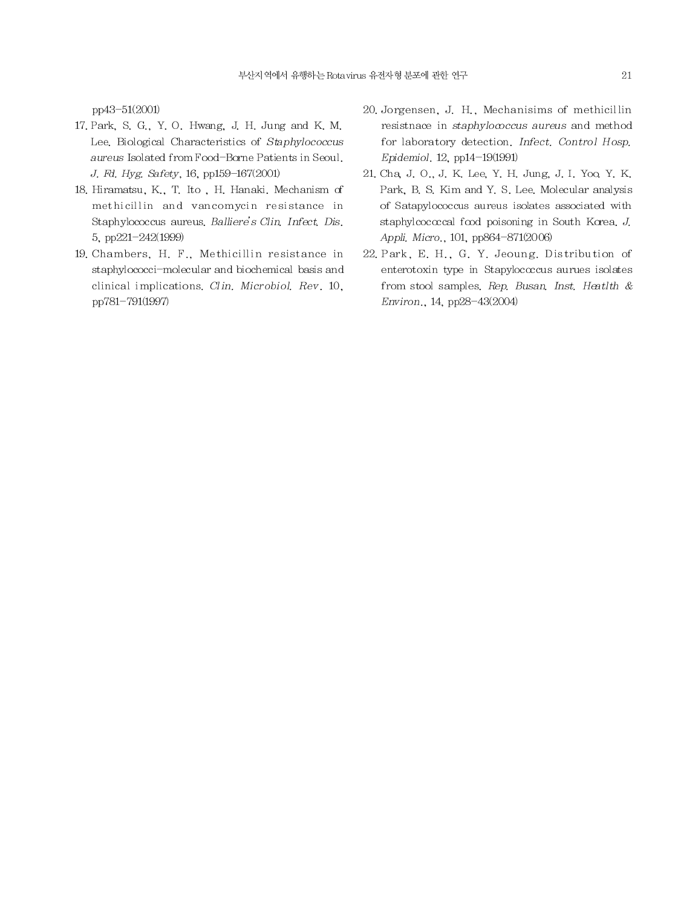pp43–51(2001)

17. Park, S. G., Y. O. Hwang, J. H. Jung and K. M. Lee. Biological Characteristics of *Staphylococcus aureus* Isolated from Food-Borne Patients in Seoul. *J. Fd. Hyg. Safety*, 16, pp159–167(2001)
18. Hiramatsu, K., T. Ito , H. Hanaki. Mechanism of methicillin and vancomycin resistance in Staphylococcus aureus. *Balliere's Clin. Infect. Dis.* 5, pp221–242(1999)
19. Chambers, H. F., Methicillin resistance in staphylococci-molecular and biochemical basis and clinical implications. *Clin. Microbiol. Rev*. 10, pp781–791(1997)
20. Jorgensen, J. H., Mechanisims of methicillin resistnace in *staphylococcus aureus* and method for laboratory detection. *Infect. Control Hosp. Epidemiol*. 12, pp14–19(1991)
21. Cha, J. O., J. K. Lee, Y. H. Jung, J. I. Yoo, Y. K. Park, B. S. Kim and Y. S. Lee. Molecular analysis of Satapylococcus aureus isolates associated with staphylcococcal food poisoning in South Korea. *J. Appli. Micro.*, 101, pp864–871(2006)
22. Park, E. H., G. Y. Jeoung. Distribution of enterotoxin type in Stapylococcus aurues isolates from stool samples. *Rep. Busan. Inst. Heatlth & Environ.*, 14, pp28–43(2004)